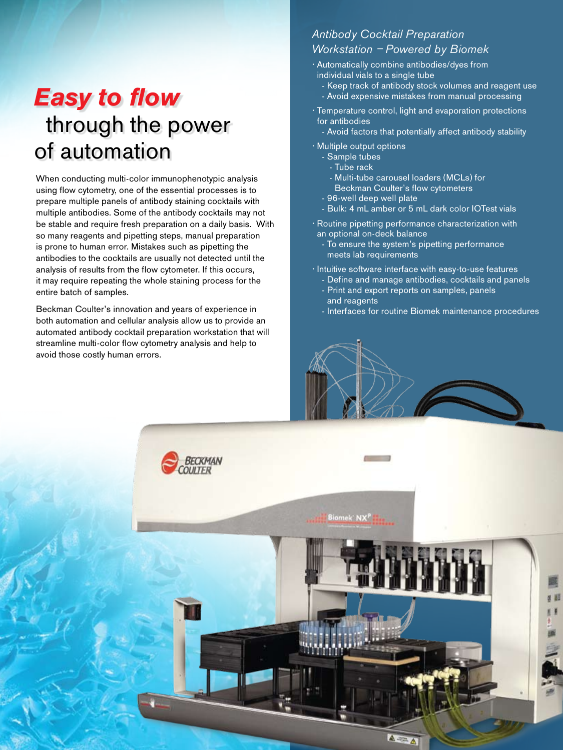# *Easy to flow* through the power of automation

When conducting multi-color immunophenotypic analysis using flow cytometry, one of the essential processes is to prepare multiple panels of antibody staining cocktails with multiple antibodies. Some of the antibody cocktails may not be stable and require fresh preparation on a daily basis. With so many reagents and pipetting steps, manual preparation is prone to human error. Mistakes such as pipetting the antibodies to the cocktails are usually not detected until the analysis of results from the flow cytometer. If this occurs, it may require repeating the whole staining process for the entire batch of samples.

Beckman Coulter's innovation and years of experience in both automation and cellular analysis allow us to provide an automated antibody cocktail preparation workstation that will streamline multi-color flow cytometry analysis and help to avoid those costly human errors.

## *Antibody Cocktail Preparation Workstation – Powered by Biomek*

- Automatically combine antibodies/dyes from individual vials to a single tube
  - Keep track of antibody stock volumes and reagent use
  - Avoid expensive mistakes from manual processing
- Temperature control, light and evaporation protections for antibodies
  - Avoid factors that potentially affect antibody stability
- Multiple output options
  - Sample tubes
    - Tube rack
    - Multi-tube carousel loaders (MCLs) for Beckman Coulter's flow cytometers
  - 96-well deep well plate
  - Bulk: 4 mL amber or 5 mL dark color IOTest vials
- Routine pipetting performance characterization with an optional on-deck balance
  - To ensure the system's pipetting performance meets lab requirements
- Intuitive software interface with easy-to-use features
  - Define and manage antibodies, cocktails and panels
  - Print and export reports on samples, panels and reagents
  - Interfaces for routine Biomek maintenance procedures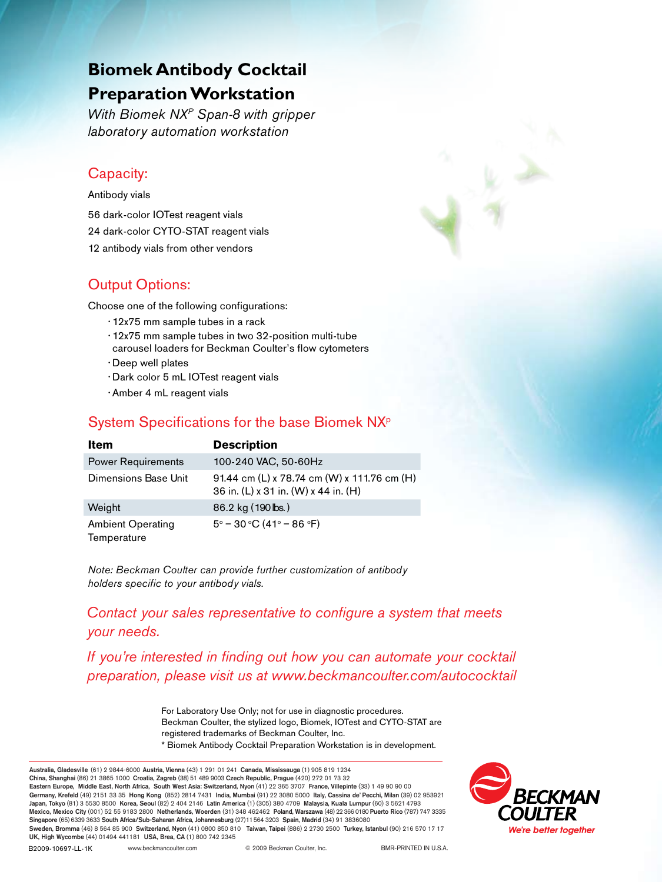# Biomek Antibody Cocktail Preparation Workstation

*With Biomek NX$^P$ Span-8 with gripper laboratory automation workstation*

## Capacity:

Antibody vials

56 dark-color IOTest reagent vials

24 dark-color CYTO-STAT reagent vials

12 antibody vials from other vendors

## Output Options:

Choose one of the following configurations:

- 12x75 mm sample tubes in a rack
- 12x75 mm sample tubes in two 32-position multi-tube carousel loaders for Beckman Coulter's flow cytometers
- Deep well plates
- Dark color 5 mL IOTest reagent vials
- Amber 4 mL reagent vials

## System Specifications for the base Biomek NX$^P$

| Item | Description |
|---|---|
| Power Requirements | 100-240 VAC, 50-60Hz |
| Dimensions Base Unit | 91.44 cm (L) x 78.74 cm (W) x 111.76 cm (H)<br>36 in. (L) x 31 in. (W) x 44 in. (H) |
| Weight | 86.2 kg (190 lbs.) |
| Ambient Operating Temperature | 5° – 30 °C (41° – 86 °F) |

*Note: Beckman Coulter can provide further customization of antibody holders specific to your antibody vials.*

*Contact your sales representative to configure a system that meets your needs.*

*If you're interested in finding out how you can automate your cocktail preparation, please visit us at www.beckmancoulter.com/autococktail*

For Laboratory Use Only; not for use in diagnostic procedures.
Beckman Coulter, the stylized logo, Biomek, IOTest and CYTO-STAT are registered trademarks of Beckman Coulter, Inc.
* Biomek Antibody Cocktail Preparation Workstation is in development.

**Australia, Gladesville** (61) 2 9844-6000 **Austria, Vienna** (43) 1 291 01 241 **Canada, Mississauga** (1) 905 819 1234
**China, Shanghai** (86) 21 3865 1000 **Croatia, Zagreb** (38) 51 489 9003 **Czech Republic, Prague** (420) 272 01 73 32
**Eastern Europe, Middle East, North Africa, South West Asia: Switzerland, Nyon** (41) 22 365 3707 **France, Villepinte** (33) 1 49 90 90 00
**Germany, Krefeld** (49) 2151 33 35 **Hong Kong** (852) 2814 7431 **India, Mumbai** (91) 22 3080 5000 **Italy, Cassina de' Pecchi, Milan** (39) 02 953921
**Japan, Tokyo** (81) 3 5530 8500 **Korea, Seoul** (82) 2 404 2146 **Latin America** (1) (305) 380 4709 **Malaysia, Kuala Lumpur** (60) 3 5621 4793
**Mexico, Mexico City** (001) 52 55 9183 2800 **Netherlands, Woerden** (31) 348 462462 **Poland, Warszawa** (48) 22 366 0180 **Puerto Rico** (787) 747 3335
**Singapore** (65) 6339 3633 **South Africa/Sub-Saharan Africa, Johannesburg** (27)11 564 3203 **Spain, Madrid** (34) 91 3836080
**Sweden, Bromma** (46) 8 564 85 900 **Switzerland, Nyon** (41) 0800 850 810 **Taiwan, Taipei** (886) 2 2730 2500 **Turkey, Istanbul** (90) 216 570 17 17
**UK, High Wycombe** (44) 01494 441181 **USA, Brea, CA** (1) 800 742 2345

B2009-10697-LL-1K www.beckmancoulter.com © 2009 Beckman Coulter, Inc. BMR-PRINTED IN U.S.A.

BECKMAN COULTER
*We're better together*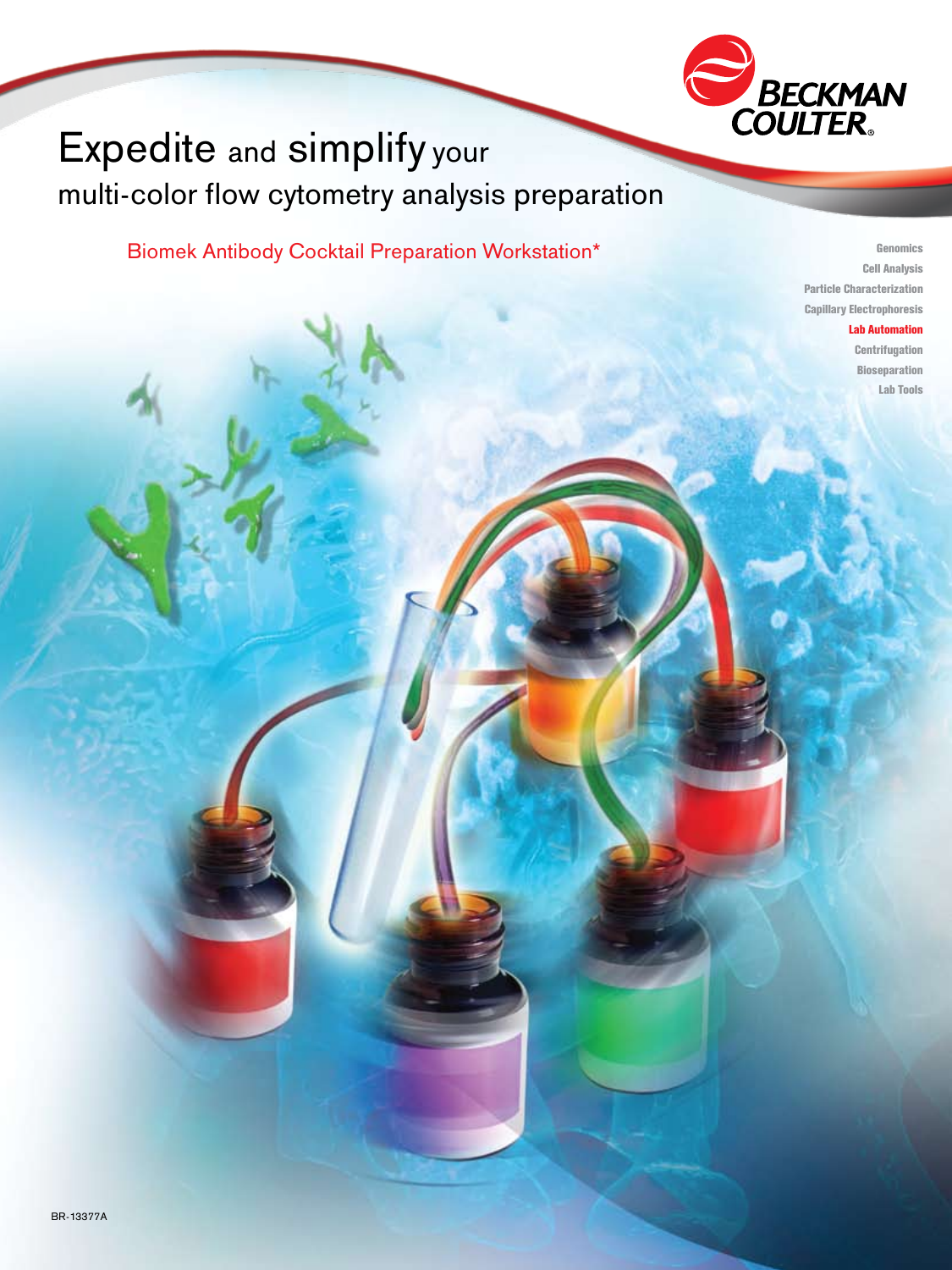BECKMAN COULTER

# Expedite and simplify your multi-color flow cytometry analysis preparation

## Biomek Antibody Cocktail Preparation Workstation*

Genomics
Cell Analysis
Particle Characterization
Capillary Electrophoresis
**Lab Automation**
Centrifugation
Bioseparation
Lab Tools

BR-13377A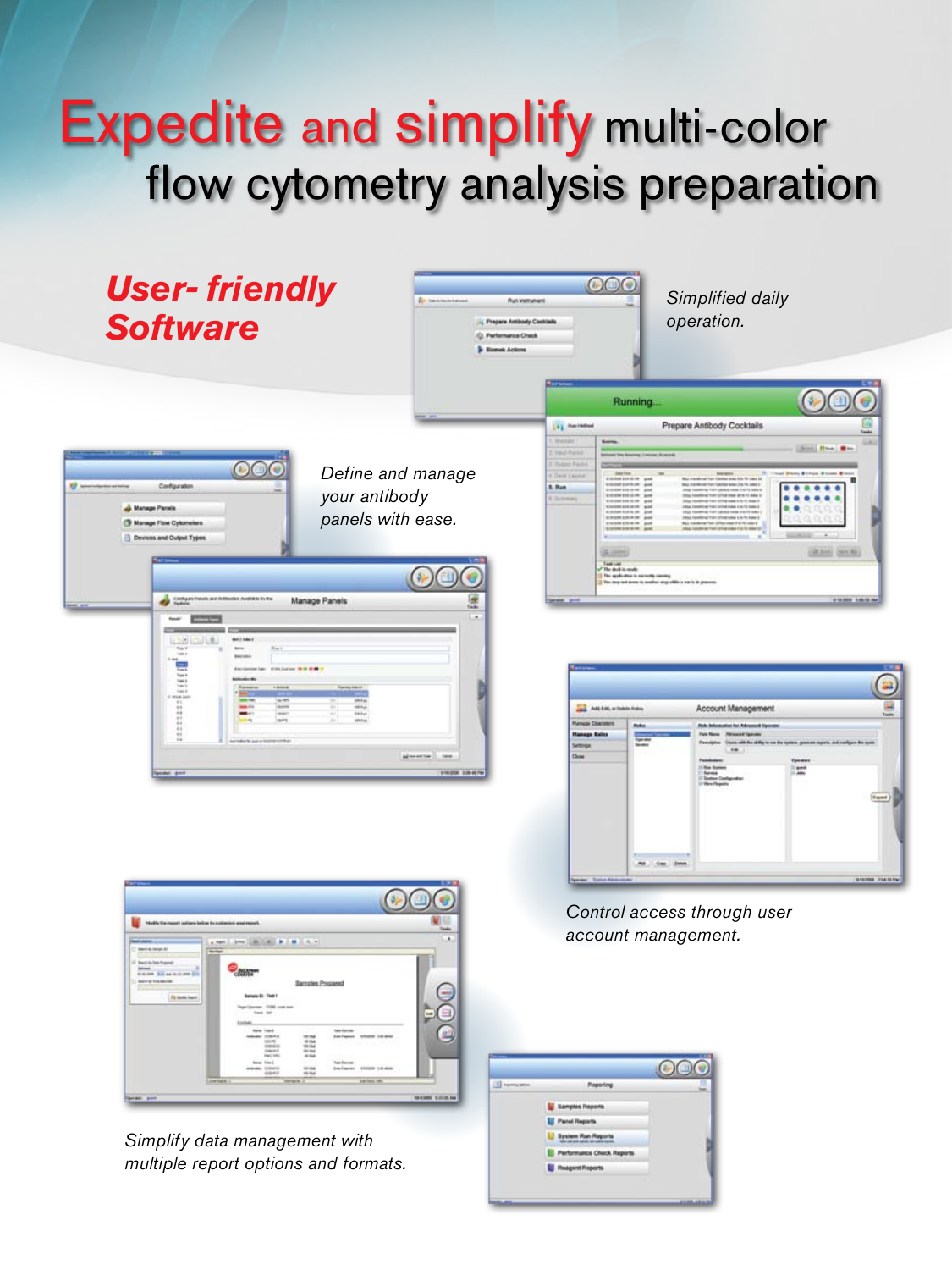# Expedite and simplify multi-color flow cytometry analysis preparation

## User- friendly Software

*Simplified daily operation.*

*Define and manage your antibody panels with ease.*

*Control access through user account management.*

*Simplify data management with multiple report options and formats.*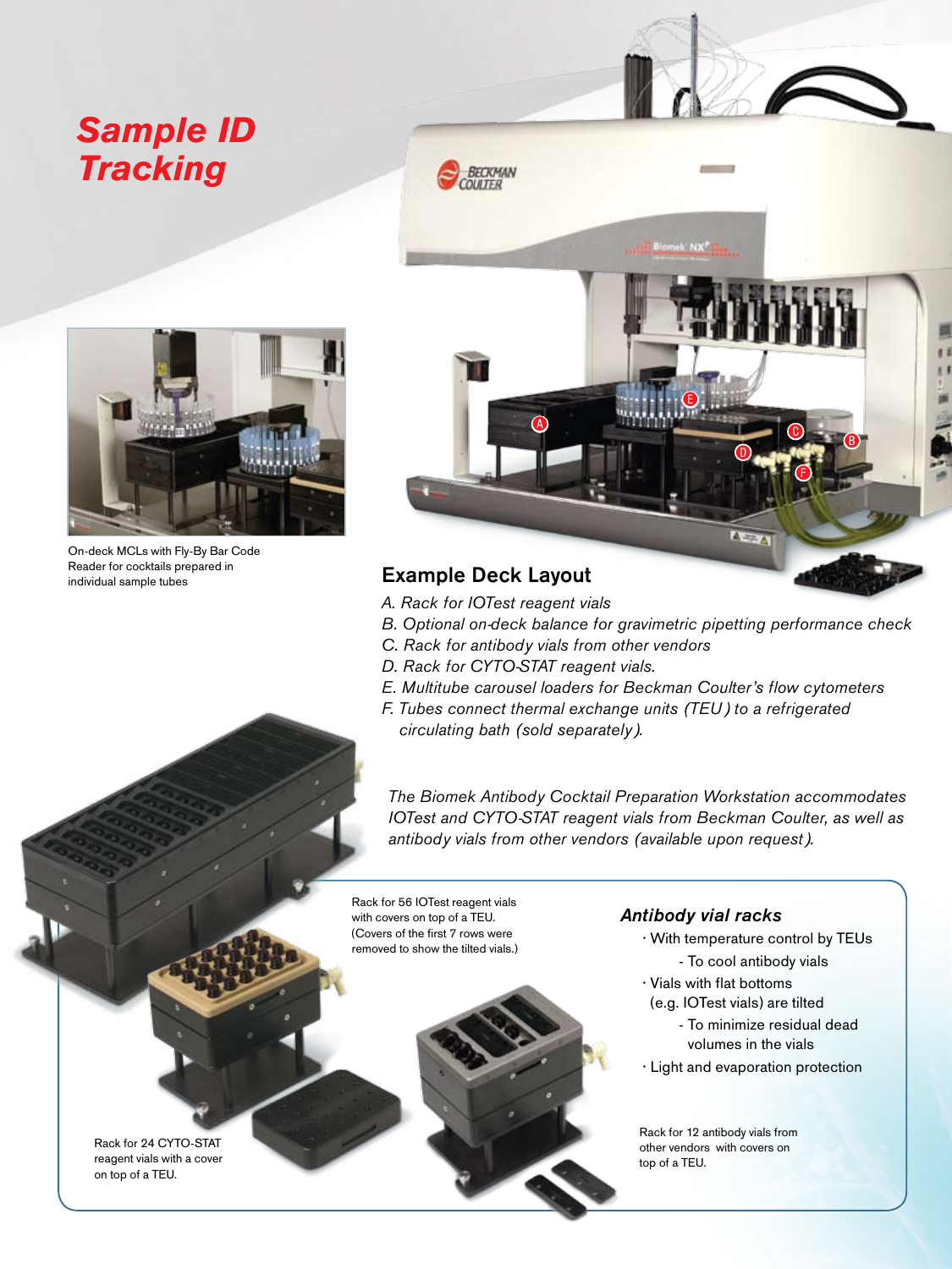# Sample ID Tracking

On-deck MCLs with Fly-By Bar Code Reader for cocktails prepared in individual sample tubes

## Example Deck Layout

*A. Rack for IOTest reagent vials*
*B. Optional on-deck balance for gravimetric pipetting performance check*
*C. Rack for antibody vials from other vendors*
*D. Rack for CYTO-STAT reagent vials.*
*E. Multitube carousel loaders for Beckman Coulter's flow cytometers*
*F. Tubes connect thermal exchange units (TEU) to a refrigerated circulating bath (sold separately).*

*The Biomek Antibody Cocktail Preparation Workstation accommodates IOTest and CYTO-STAT reagent vials from Beckman Coulter, as well as antibody vials from other vendors (available upon request).*

Rack for 56 IOTest reagent vials with covers on top of a TEU. (Covers of the first 7 rows were removed to show the tilted vials.)

### *Antibody vial racks*

- With temperature control by TEUs
  - To cool antibody vials
- Vials with flat bottoms (e.g. IOTest vials) are tilted
  - To minimize residual dead volumes in the vials
- Light and evaporation protection

Rack for 24 CYTO-STAT reagent vials with a cover on top of a TEU.

Rack for 12 antibody vials from other vendors with covers on top of a TEU.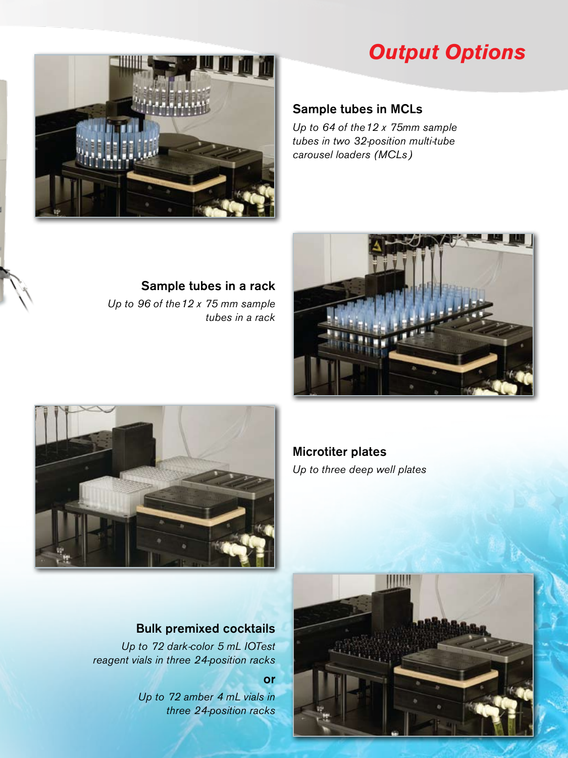# Output Options

### Sample tubes in MCLs

*Up to 64 of the 12 x 75mm sample tubes in two 32-position multi-tube carousel loaders (MCLs)*

### Sample tubes in a rack

*Up to 96 of the 12 x 75 mm sample tubes in a rack*

### Microtiter plates

*Up to three deep well plates*

### Bulk premixed cocktails

*Up to 72 dark-color 5 mL IOTest reagent vials in three 24-position racks*

**or**

*Up to 72 amber 4 mL vials in three 24-position racks*